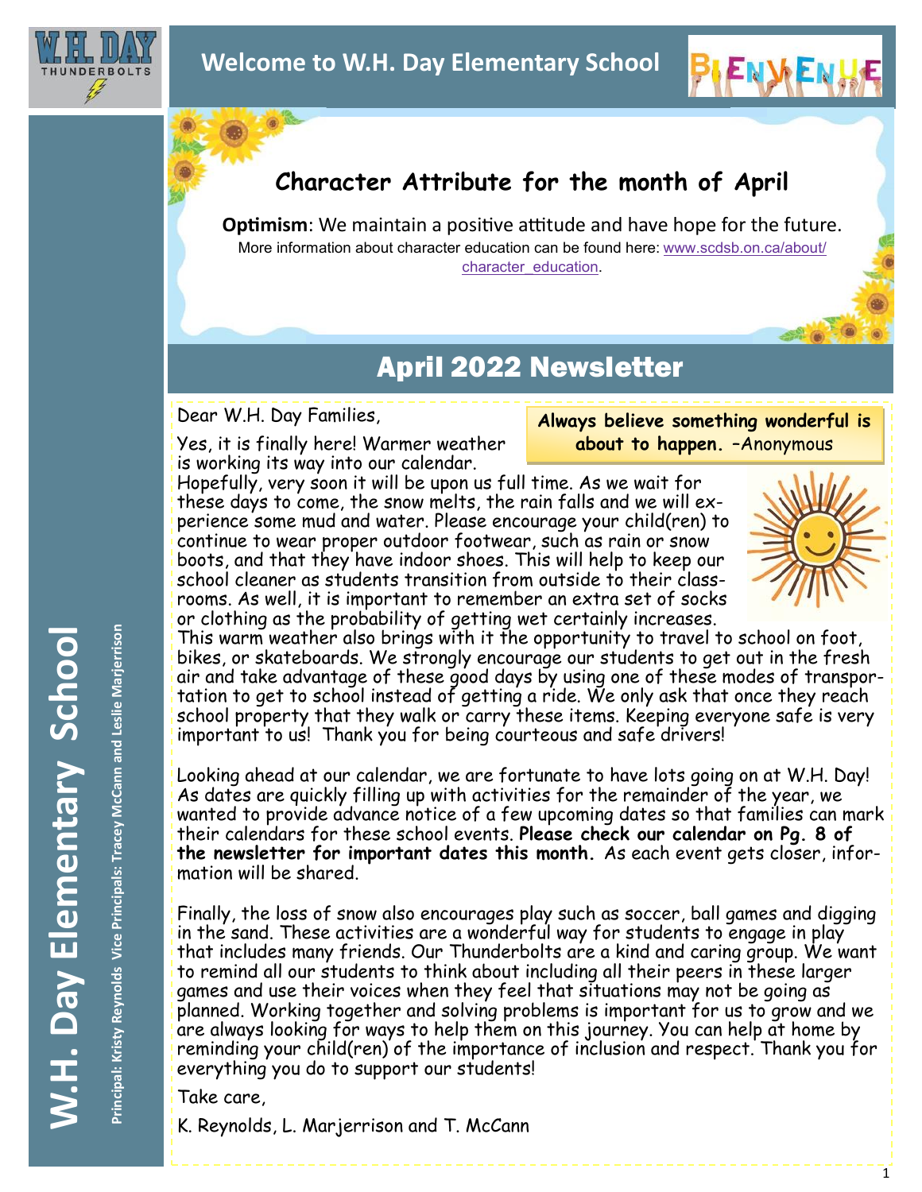# Welcome to W.H. Day Elementary School

W.H. DAY THUNDERBOLTS

BIENVENUE

## Character Attribute for the month of April

**Optimism**: We maintain a positive attitude and have hope for the future.

More information about character education can be found here: www.scdsb.on.ca/about/character_education.

## April 2022 Newsletter

W.H. Day Elementary School

Principal: Kristy Reynolds Vice Principals: Tracey McCann and Leslie Marjerrison

**Always believe something wonderful is about to happen.** –Anonymous

Dear W.H. Day Families,

Yes, it is finally here! Warmer weather is working its way into our calendar. Hopefully, very soon it will be upon us full time. As we wait for these days to come, the snow melts, the rain falls and we will experience some mud and water. Please encourage your child(ren) to continue to wear proper outdoor footwear, such as rain or snow boots, and that they have indoor shoes. This will help to keep our school cleaner as students transition from outside to their classrooms. As well, it is important to remember an extra set of socks or clothing as the probability of getting wet certainly increases. This warm weather also brings with it the opportunity to travel to school on foot, bikes, or skateboards. We strongly encourage our students to get out in the fresh air and take advantage of these good days by using one of these modes of transportation to get to school instead of getting a ride. We only ask that once they reach school property that they walk or carry these items. Keeping everyone safe is very important to us! Thank you for being courteous and safe drivers!

Looking ahead at our calendar, we are fortunate to have lots going on at W.H. Day! As dates are quickly filling up with activities for the remainder of the year, we wanted to provide advance notice of a few upcoming dates so that families can mark their calendars for these school events. **Please check our calendar on Pg. 8 of the newsletter for important dates this month.** As each event gets closer, information will be shared.

Finally, the loss of snow also encourages play such as soccer, ball games and digging in the sand. These activities are a wonderful way for students to engage in play that includes many friends. Our Thunderbolts are a kind and caring group. We want to remind all our students to think about including all their peers in these larger games and use their voices when they feel that situations may not be going as planned. Working together and solving problems is important for us to grow and we are always looking for ways to help them on this journey. You can help at home by reminding your child(ren) of the importance of inclusion and respect. Thank you for everything you do to support our students!

Take care,

K. Reynolds, L. Marjerrison and T. McCann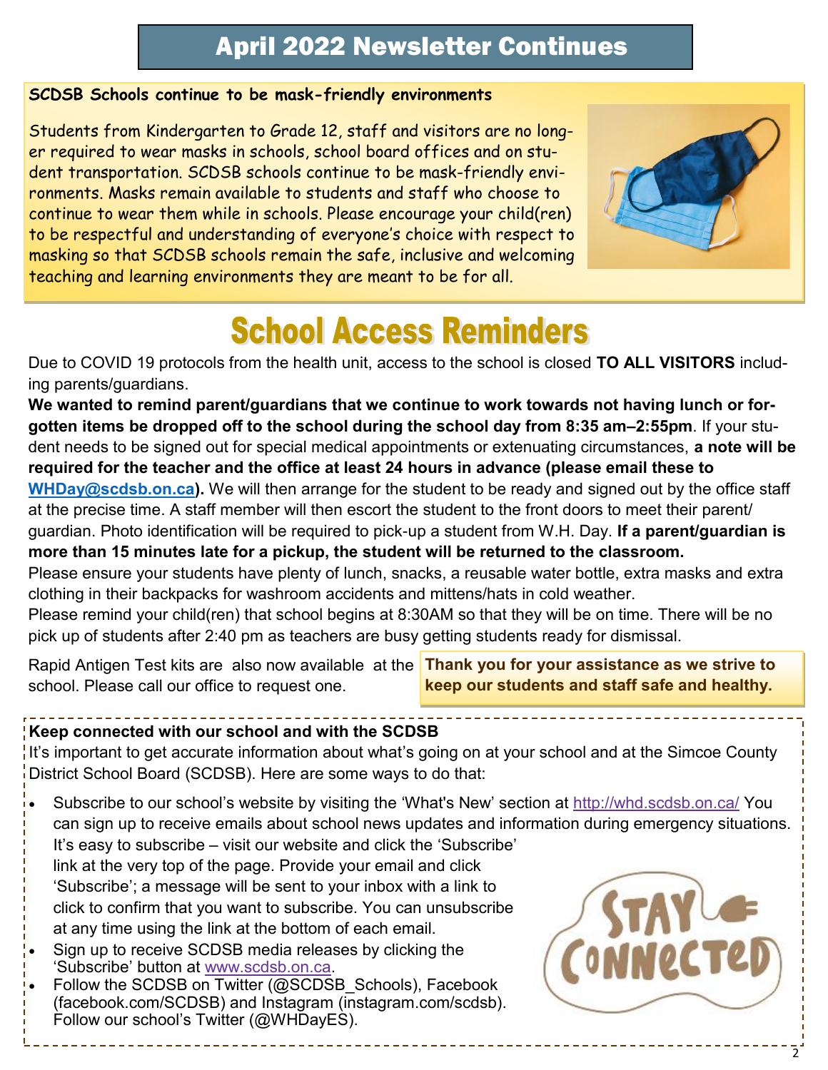## April 2022 Newsletter Continues

**SCDSB Schools continue to be mask-friendly environments**

Students from Kindergarten to Grade 12, staff and visitors are no longer required to wear masks in schools, school board offices and on student transportation. SCDSB schools continue to be mask-friendly environments. Masks remain available to students and staff who choose to continue to wear them while in schools. Please encourage your child(ren) to be respectful and understanding of everyone's choice with respect to masking so that SCDSB schools remain the safe, inclusive and welcoming teaching and learning environments they are meant to be for all.

# School Access Reminders

Due to COVID 19 protocols from the health unit, access to the school is closed **TO ALL VISITORS** including parents/guardians.

**We wanted to remind parent/guardians that we continue to work towards not having lunch or forgotten items be dropped off to the school during the school day from 8:35 am–2:55pm**. If your student needs to be signed out for special medical appointments or extenuating circumstances, **a note will be required for the teacher and the office at least 24 hours in advance (please email these to WHDay@scdsb.on.ca).** We will then arrange for the student to be ready and signed out by the office staff at the precise time. A staff member will then escort the student to the front doors to meet their parent/guardian. Photo identification will be required to pick-up a student from W.H. Day. **If a parent/guardian is more than 15 minutes late for a pickup, the student will be returned to the classroom.**

Please ensure your students have plenty of lunch, snacks, a reusable water bottle, extra masks and extra clothing in their backpacks for washroom accidents and mittens/hats in cold weather.

Please remind your child(ren) that school begins at 8:30AM so that they will be on time. There will be no pick up of students after 2:40 pm as teachers are busy getting students ready for dismissal.

Rapid Antigen Test kits are also now available at the school. Please call our office to request one.

**Thank you for your assistance as we strive to keep our students and staff safe and healthy.**

**Keep connected with our school and with the SCDSB**

It's important to get accurate information about what's going on at your school and at the Simcoe County District School Board (SCDSB). Here are some ways to do that:

- Subscribe to our school's website by visiting the 'What's New' section at http://whd.scdsb.on.ca/ You can sign up to receive emails about school news updates and information during emergency situations. It's easy to subscribe – visit our website and click the 'Subscribe' link at the very top of the page. Provide your email and click 'Subscribe'; a message will be sent to your inbox with a link to click to confirm that you want to subscribe. You can unsubscribe at any time using the link at the bottom of each email.
- Sign up to receive SCDSB media releases by clicking the 'Subscribe' button at www.scdsb.on.ca.
- Follow the SCDSB on Twitter (@SCDSB_Schools), Facebook (facebook.com/SCDSB) and Instagram (instagram.com/scdsb). Follow our school's Twitter (@WHDayES).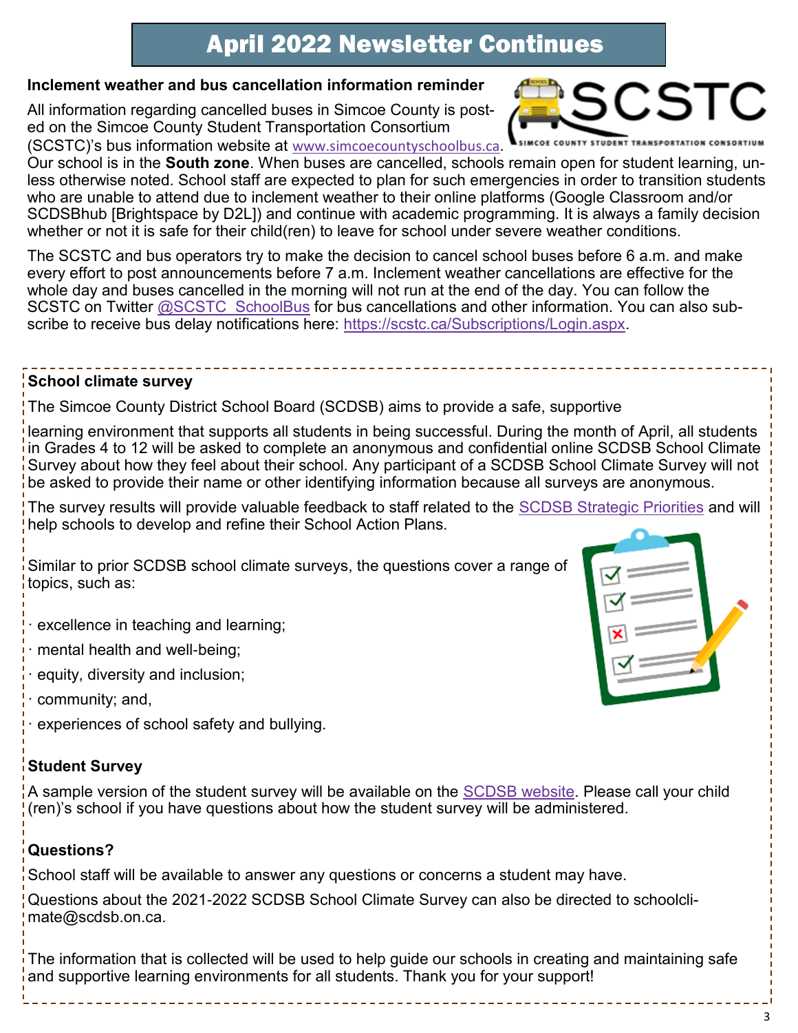# April 2022 Newsletter Continues

**Inclement weather and bus cancellation information reminder**

All information regarding cancelled buses in Simcoe County is posted on the Simcoe County Student Transportation Consortium (SCSTC)'s bus information website at www.simcoecountyschoolbus.ca. Our school is in the **South zone**. When buses are cancelled, schools remain open for student learning, unless otherwise noted. School staff are expected to plan for such emergencies in order to transition students who are unable to attend due to inclement weather to their online platforms (Google Classroom and/or SCDSBhub [Brightspace by D2L]) and continue with academic programming. It is always a family decision whether or not it is safe for their child(ren) to leave for school under severe weather conditions.

The SCSTC and bus operators try to make the decision to cancel school buses before 6 a.m. and make every effort to post announcements before 7 a.m. Inclement weather cancellations are effective for the whole day and buses cancelled in the morning will not run at the end of the day. You can follow the SCSTC on Twitter @SCSTC_SchoolBus for bus cancellations and other information. You can also subscribe to receive bus delay notifications here: https://scstc.ca/Subscriptions/Login.aspx.

**School climate survey**

The Simcoe County District School Board (SCDSB) aims to provide a safe, supportive learning environment that supports all students in being successful. During the month of April, all students in Grades 4 to 12 will be asked to complete an anonymous and confidential online SCDSB School Climate Survey about how they feel about their school. Any participant of a SCDSB School Climate Survey will not be asked to provide their name or other identifying information because all surveys are anonymous.

The survey results will provide valuable feedback to staff related to the SCDSB Strategic Priorities and will help schools to develop and refine their School Action Plans.

Similar to prior SCDSB school climate surveys, the questions cover a range of topics, such as:

- excellence in teaching and learning;
- mental health and well-being;
- equity, diversity and inclusion;
- community; and,
- experiences of school safety and bullying.

**Student Survey**

A sample version of the student survey will be available on the SCDSB website. Please call your child (ren)'s school if you have questions about how the student survey will be administered.

**Questions?**

School staff will be available to answer any questions or concerns a student may have.

Questions about the 2021-2022 SCDSB School Climate Survey can also be directed to schoolclimate@scdsb.on.ca.

The information that is collected will be used to help guide our schools in creating and maintaining safe and supportive learning environments for all students. Thank you for your support!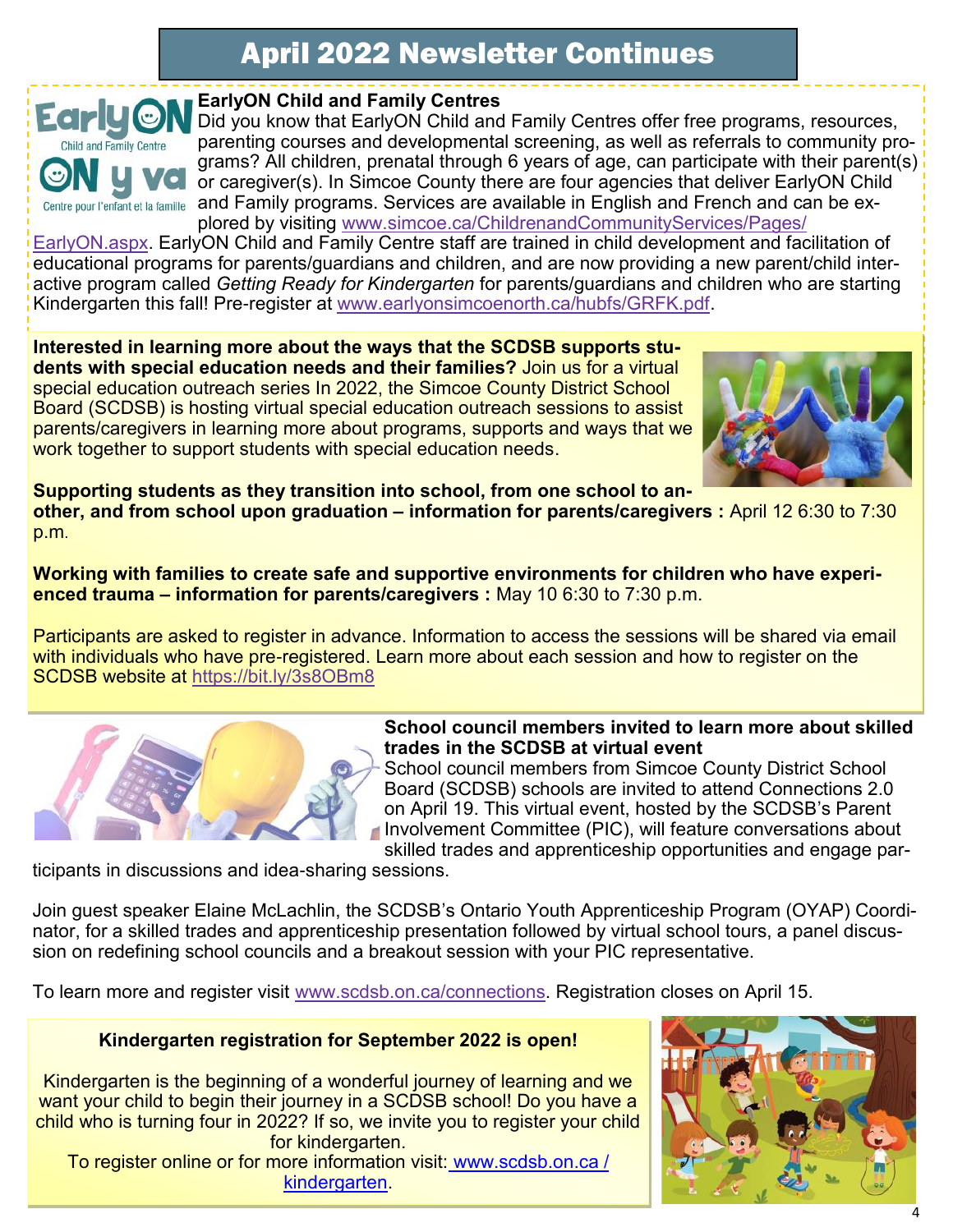# April 2022 Newsletter Continues

**EarlyON Child and Family Centres**

Did you know that EarlyON Child and Family Centres offer free programs, resources, parenting courses and developmental screening, as well as referrals to community programs? All children, prenatal through 6 years of age, can participate with their parent(s) or caregiver(s). In Simcoe County there are four agencies that deliver EarlyON Child and Family programs. Services are available in English and French and can be explored by visiting www.simcoe.ca/ChildrenandCommunityServices/Pages/EarlyON.aspx. EarlyON Child and Family Centre staff are trained in child development and facilitation of educational programs for parents/guardians and children, and are now providing a new parent/child interactive program called *Getting Ready for Kindergarten* for parents/guardians and children who are starting Kindergarten this fall! Pre-register at www.earlyonsimcoenorth.ca/hubfs/GRFK.pdf.

**Interested in learning more about the ways that the SCDSB supports students with special education needs and their families?** Join us for a virtual special education outreach series In 2022, the Simcoe County District School Board (SCDSB) is hosting virtual special education outreach sessions to assist parents/caregivers in learning more about programs, supports and ways that we work together to support students with special education needs.

**Supporting students as they transition into school, from one school to another, and from school upon graduation – information for parents/caregivers :** April 12 6:30 to 7:30 p.m.

**Working with families to create safe and supportive environments for children who have experienced trauma – information for parents/caregivers :** May 10 6:30 to 7:30 p.m.

Participants are asked to register in advance. Information to access the sessions will be shared via email with individuals who have pre-registered. Learn more about each session and how to register on the SCDSB website at https://bit.ly/3s8OBm8

**School council members invited to learn more about skilled trades in the SCDSB at virtual event**

School council members from Simcoe County District School Board (SCDSB) schools are invited to attend Connections 2.0 on April 19. This virtual event, hosted by the SCDSB's Parent Involvement Committee (PIC), will feature conversations about skilled trades and apprenticeship opportunities and engage participants in discussions and idea-sharing sessions.

Join guest speaker Elaine McLachlin, the SCDSB's Ontario Youth Apprenticeship Program (OYAP) Coordinator, for a skilled trades and apprenticeship presentation followed by virtual school tours, a panel discussion on redefining school councils and a breakout session with your PIC representative.

To learn more and register visit www.scdsb.on.ca/connections. Registration closes on April 15.

**Kindergarten registration for September 2022 is open!**

Kindergarten is the beginning of a wonderful journey of learning and we want your child to begin their journey in a SCDSB school! Do you have a child who is turning four in 2022? If so, we invite you to register your child for kindergarten.

To register online or for more information visit: www.scdsb.on.ca / kindergarten.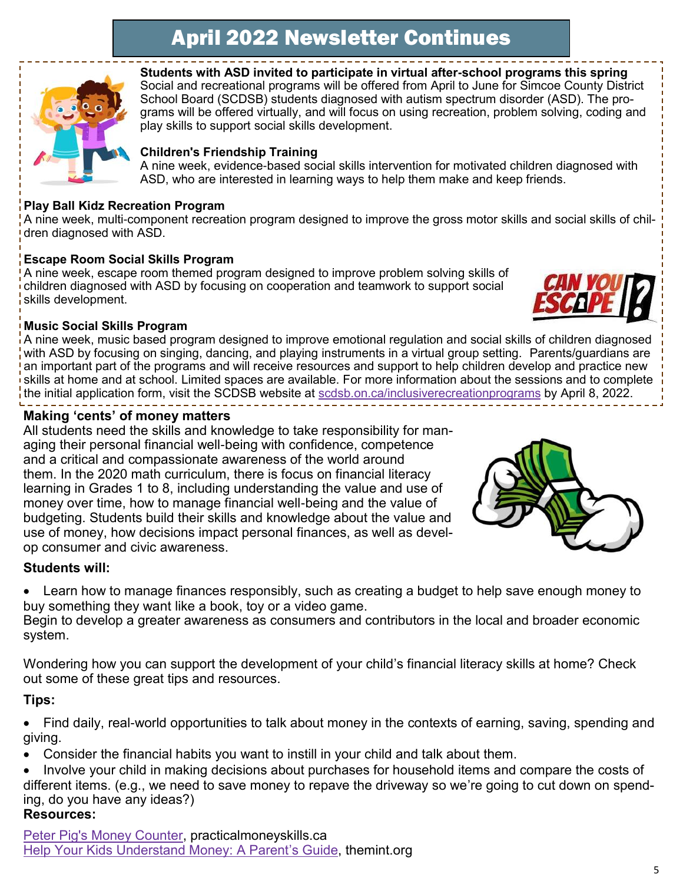# April 2022 Newsletter Continues

**Students with ASD invited to participate in virtual after-school programs this spring**
Social and recreational programs will be offered from April to June for Simcoe County District School Board (SCDSB) students diagnosed with autism spectrum disorder (ASD). The programs will be offered virtually, and will focus on using recreation, problem solving, coding and play skills to support social skills development.

**Children's Friendship Training**
A nine week, evidence-based social skills intervention for motivated children diagnosed with ASD, who are interested in learning ways to help them make and keep friends.

**Play Ball Kidz Recreation Program**
A nine week, multi-component recreation program designed to improve the gross motor skills and social skills of children diagnosed with ASD.

**Escape Room Social Skills Program**
A nine week, escape room themed program designed to improve problem solving skills of children diagnosed with ASD by focusing on cooperation and teamwork to support social skills development.

**Music Social Skills Program**
A nine week, music based program designed to improve emotional regulation and social skills of children diagnosed with ASD by focusing on singing, dancing, and playing instruments in a virtual group setting. Parents/guardians are an important part of the programs and will receive resources and support to help children develop and practice new skills at home and at school. Limited spaces are available. For more information about the sessions and to complete the initial application form, visit the SCDSB website at scdsb.on.ca/inclusiverecreationprograms by April 8, 2022.

## Making 'cents' of money matters

All students need the skills and knowledge to take responsibility for managing their personal financial well-being with confidence, competence and a critical and compassionate awareness of the world around them. In the 2020 math curriculum, there is focus on financial literacy learning in Grades 1 to 8, including understanding the value and use of money over time, how to manage financial well-being and the value of budgeting. Students build their skills and knowledge about the value and use of money, how decisions impact personal finances, as well as develop consumer and civic awareness.

**Students will:**

- Learn how to manage finances responsibly, such as creating a budget to help save enough money to buy something they want like a book, toy or a video game.
Begin to develop a greater awareness as consumers and contributors in the local and broader economic system.

Wondering how you can support the development of your child's financial literacy skills at home? Check out some of these great tips and resources.

**Tips:**

- Find daily, real-world opportunities to talk about money in the contexts of earning, saving, spending and giving.
- Consider the financial habits you want to instill in your child and talk about them.
- Involve your child in making decisions about purchases for household items and compare the costs of different items. (e.g., we need to save money to repave the driveway so we're going to cut down on spending, do you have any ideas?)

**Resources:**

Peter Pig's Money Counter, practicalmoneyskills.ca
Help Your Kids Understand Money: A Parent's Guide, themint.org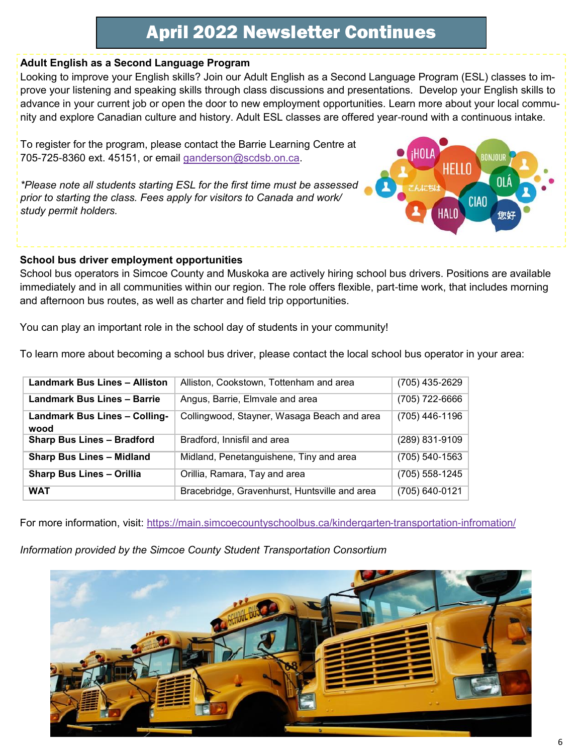# April 2022 Newsletter Continues

**Adult English as a Second Language Program**

Looking to improve your English skills? Join our Adult English as a Second Language Program (ESL) classes to improve your listening and speaking skills through class discussions and presentations. Develop your English skills to advance in your current job or open the door to new employment opportunities. Learn more about your local community and explore Canadian culture and history. Adult ESL classes are offered year-round with a continuous intake.

To register for the program, please contact the Barrie Learning Centre at 705-725-8360 ext. 45151, or email ganderson@scdsb.on.ca.

*\*Please note all students starting ESL for the first time must be assessed prior to starting the class. Fees apply for visitors to Canada and work/study permit holders.*

**School bus driver employment opportunities**

School bus operators in Simcoe County and Muskoka are actively hiring school bus drivers. Positions are available immediately and in all communities within our region. The role offers flexible, part-time work, that includes morning and afternoon bus routes, as well as charter and field trip opportunities.

You can play an important role in the school day of students in your community!

To learn more about becoming a school bus driver, please contact the local school bus operator in your area:

| | | |
|---|---|---|
| **Landmark Bus Lines – Alliston** | Alliston, Cookstown, Tottenham and area | (705) 435-2629 |
| **Landmark Bus Lines – Barrie** | Angus, Barrie, Elmvale and area | (705) 722-6666 |
| **Landmark Bus Lines – Collingwood** | Collingwood, Stayner, Wasaga Beach and area | (705) 446-1196 |
| **Sharp Bus Lines – Bradford** | Bradford, Innisfil and area | (289) 831-9109 |
| **Sharp Bus Lines – Midland** | Midland, Penetanguishene, Tiny and area | (705) 540-1563 |
| **Sharp Bus Lines – Orillia** | Orillia, Ramara, Tay and area | (705) 558-1245 |
| **WAT** | Bracebridge, Gravenhurst, Huntsville and area | (705) 640-0121 |

For more information, visit: https://main.simcoecountyschoolbus.ca/kindergarten-transportation-infromation/

*Information provided by the Simcoe County Student Transportation Consortium*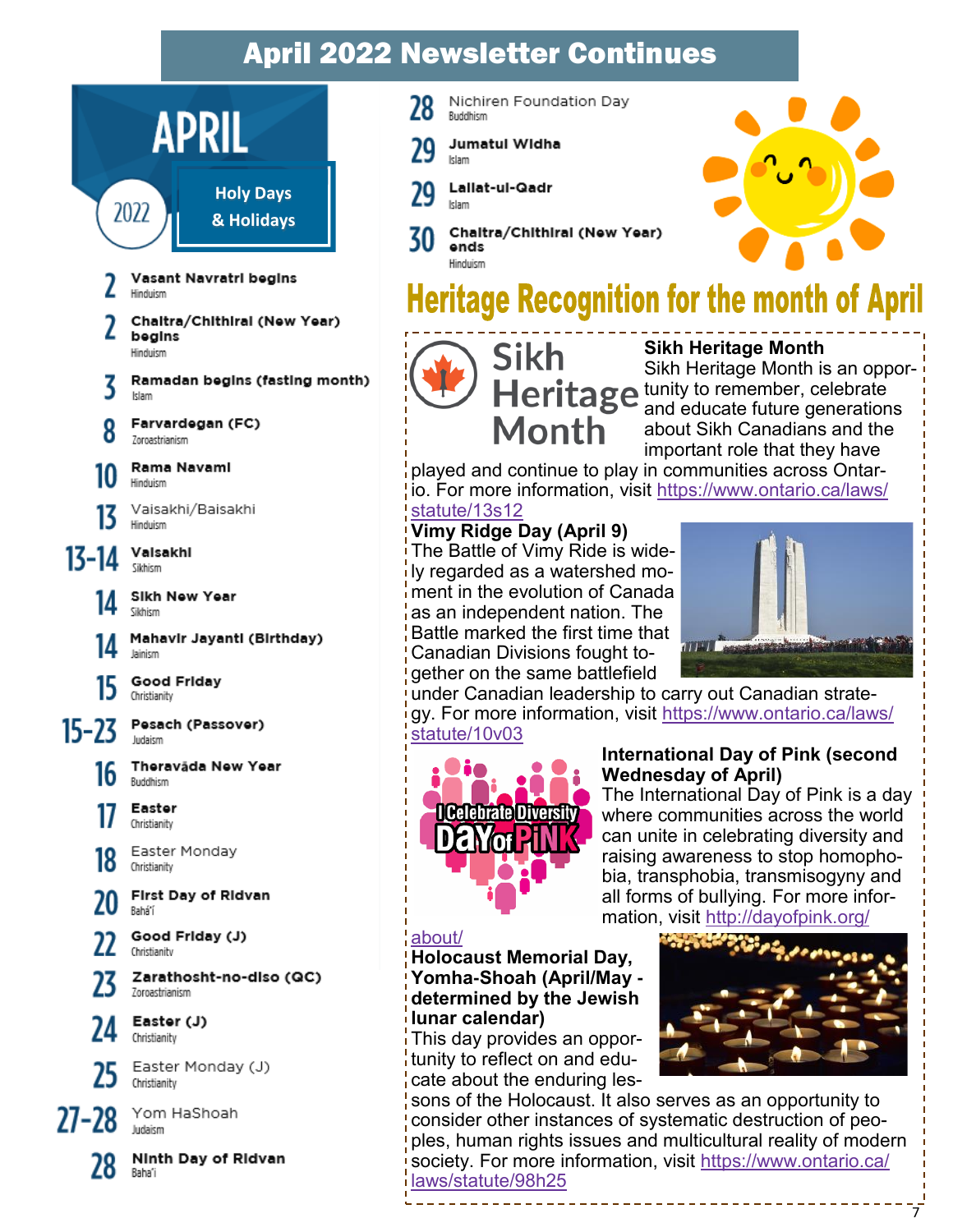# April 2022 Newsletter Continues

## APRIL 2022 Holy Days & Holidays

- **2** — **Vasant Navratri begins** — Hinduism
- **2** — **Chaitra/Chithirai (New Year) begins** — Hinduism
- **3** — **Ramadan begins (fasting month)** — Islam
- **8** — **Farvardegan (FC)** — Zoroastrianism
- **10** — **Rama Navami** — Hinduism
- **13** — Vaisakhi/Baisakhi — Hinduism
- **13-14** — **Vaisakhi** — Sikhism
- **14** — **Sikh New Year** — Sikhism
- **14** — **Mahavir Jayanti (Birthday)** — Jainism
- **15** — **Good Friday** — Christianity
- **15-23** — **Pesach (Passover)** — Judaism
- **16** — **Theravāda New Year** — Buddhism
- **17** — **Easter** — Christianity
- **18** — Easter Monday — Christianity
- **20** — **First Day of Ridvan** — Bahá'í
- **22** — **Good Friday (J)** — Christianity
- **23** — **Zarathosht-no-diso (QC)** — Zoroastrianism
- **24** — **Easter (J)** — Christianity
- **25** — Easter Monday (J) — Christianity
- **27-28** — Yom HaShoah — Judaism
- **28** — **Ninth Day of Ridvan** — Bahá'í
- **28** — Nichiren Foundation Day — Buddhism
- **29** — **Jumatul Widha** — Islam
- **29** — **Lailat-ul-Qadr** — Islam
- **30** — **Chaitra/Chithirai (New Year) ends** — Hinduism

## Heritage Recognition for the month of April

**Sikh Heritage Month**
Sikh Heritage Month is an opportunity to remember, celebrate and educate future generations about Sikh Canadians and the important role that they have played and continue to play in communities across Ontario. For more information, visit https://www.ontario.ca/laws/statute/13s12

**Vimy Ridge Day (April 9)**
The Battle of Vimy Ride is widely regarded as a watershed moment in the evolution of Canada as an independent nation. The Battle marked the first time that Canadian Divisions fought together on the same battlefield under Canadian leadership to carry out Canadian strategy. For more information, visit https://www.ontario.ca/laws/statute/10v03

**International Day of Pink (second Wednesday of April)**
The International Day of Pink is a day where communities across the world can unite in celebrating diversity and raising awareness to stop homophobia, transphobia, transmisogyny and all forms of bullying. For more information, visit http://dayofpink.org/about/

**Holocaust Memorial Day, Yomha-Shoah (April/May - determined by the Jewish lunar calendar)**
This day provides an opportunity to reflect on and educate about the enduring lessons of the Holocaust. It also serves as an opportunity to consider other instances of systematic destruction of peoples, human rights issues and multicultural reality of modern society. For more information, visit https://www.ontario.ca/laws/statute/98h25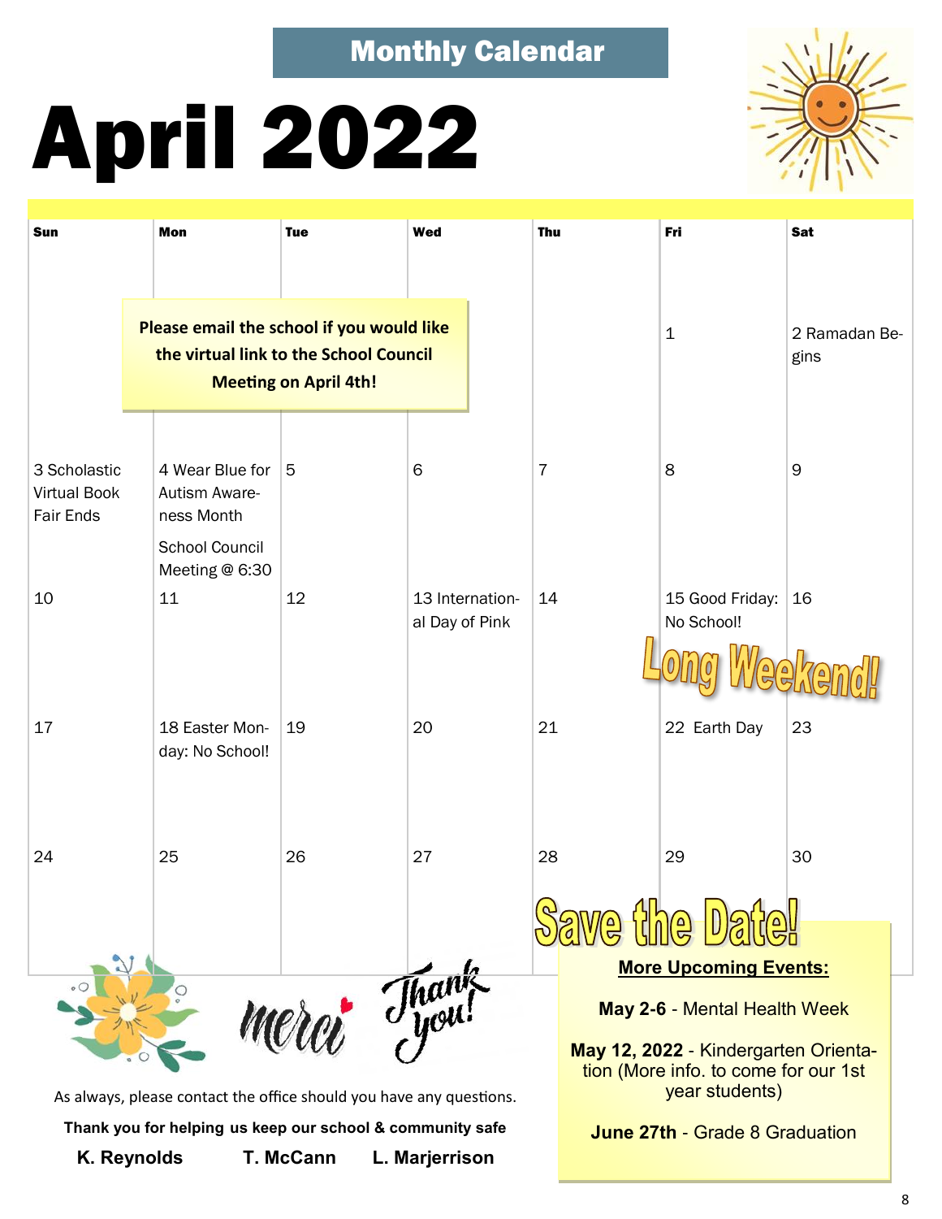## Monthly Calendar

# April 2022

| Sun | Mon | Tue | Wed | Thu | Fri | Sat |
|---|---|---|---|---|---|---|
| | | | | | 1 | 2 Ramadan Begins |
| 3 Scholastic Virtual Book Fair Ends | 4 Wear Blue for Autism Awareness Month<br>School Council Meeting @ 6:30 | 5 | 6 | 7 | 8 | 9 |
| 10 | 11 | 12 | 13 International Day of Pink | 14 | 15 Good Friday: No School! | 16 |
| 17 | 18 Easter Monday: No School! | 19 | 20 | 21 | 22 Earth Day | 23 |
| 24 | 25 | 26 | 27 | 28 | 29 | 30 |

**Please email the school if you would like the virtual link to the School Council Meeting on April 4th!**

Long Weekend!

merci

Thank you!

As always, please contact the office should you have any questions.

**Thank you for helping us keep our school & community safe**

**K. Reynolds** **T. McCann** **L. Marjerrison**

## Save the Date!

**More Upcoming Events:**

**May 2-6** - Mental Health Week

**May 12, 2022** - Kindergarten Orientation (More info. to come for our 1st year students)

**June 27th** - Grade 8 Graduation